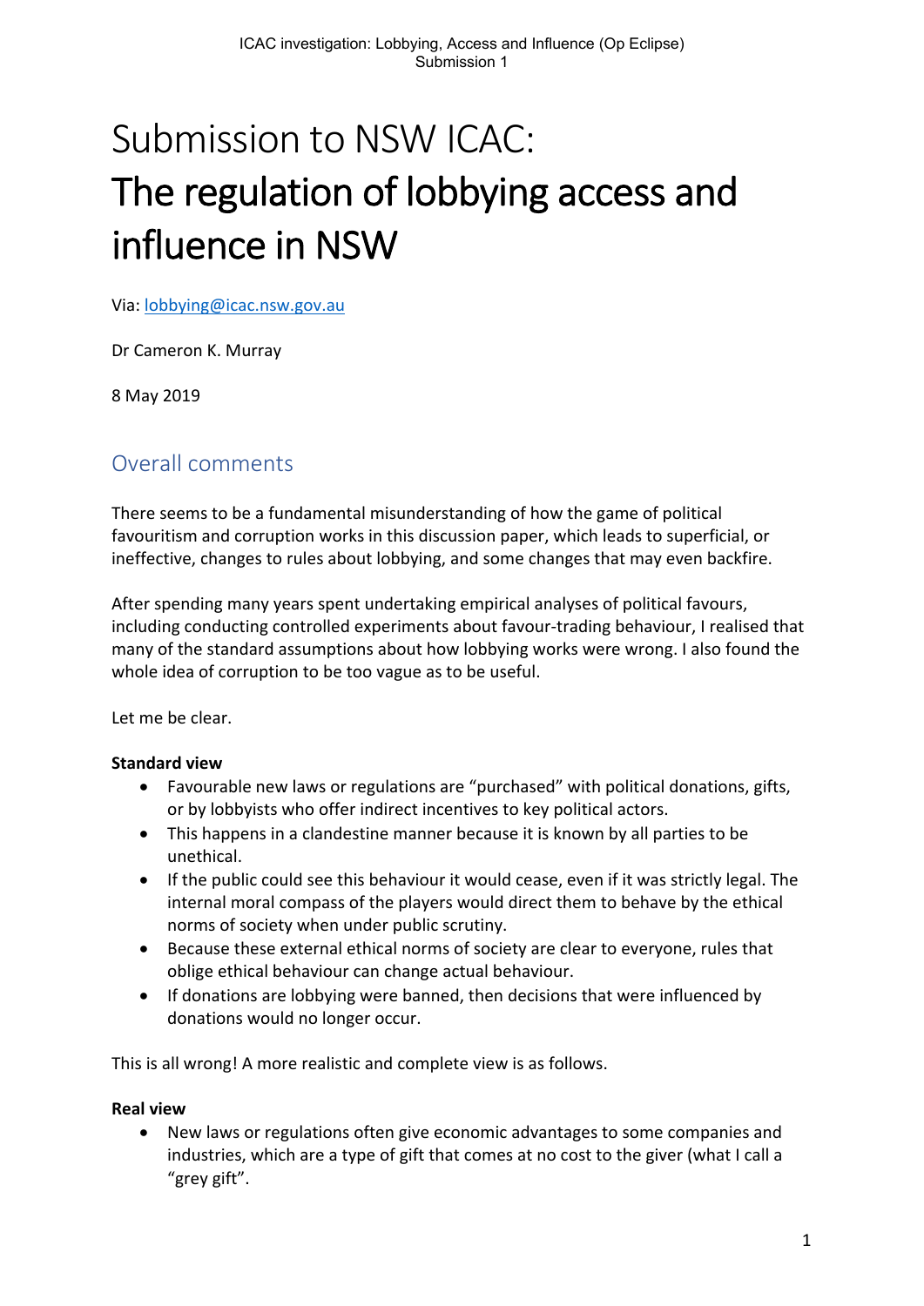# Submission to NSW ICAC: The regulation of lobbying access and influence in NSW

Via: lobbying@icac.nsw.gov.au

Dr Cameron K. Murray

8 May 2019

## Overall comments

There seems to be a fundamental misunderstanding of how the game of political favouritism and corruption works in this discussion paper, which leads to superficial, or ineffective, changes to rules about lobbying, and some changes that may even backfire.

After spending many years spent undertaking empirical analyses of political favours, including conducting controlled experiments about favour-trading behaviour, I realised that many of the standard assumptions about how lobbying works were wrong. I also found the whole idea of corruption to be too vague as to be useful.

Let me be clear.

**Standard view**

- Favourable new laws or regulations are "purchased" with political donations, gifts, or by lobbyists who offer indirect incentives to key political actors.
- This happens in a clandestine manner because it is known by all parties to be unethical.
- If the public could see this behaviour it would cease, even if it was strictly legal. The internal moral compass of the players would direct them to behave by the ethical norms of society when under public scrutiny.
- Because these external ethical norms of society are clear to everyone, rules that oblige ethical behaviour can change actual behaviour.
- If donations are lobbying were banned, then decisions that were influenced by donations would no longer occur.

This is all wrong! A more realistic and complete view is as follows.

**Real view**

- New laws or regulations often give economic advantages to some companies and industries, which are a type of gift that comes at no cost to the giver (what I call a "grey gift".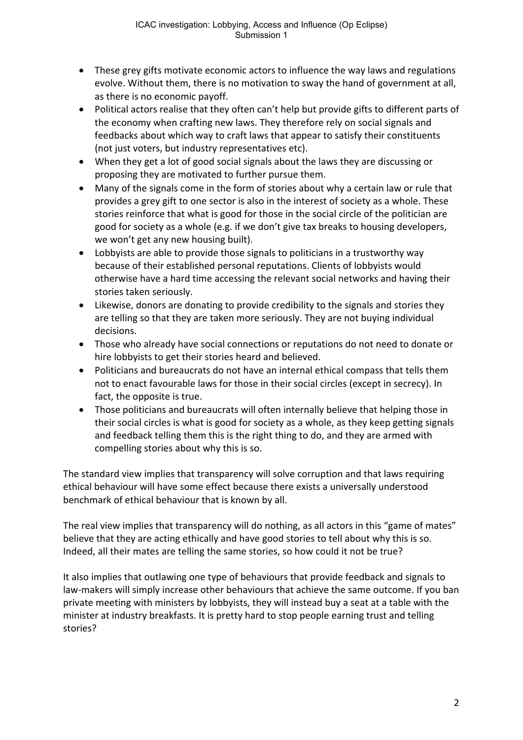- These grey gifts motivate economic actors to influence the way laws and regulations evolve. Without them, there is no motivation to sway the hand of government at all, as there is no economic payoff.
- Political actors realise that they often can't help but provide gifts to different parts of the economy when crafting new laws. They therefore rely on social signals and feedbacks about which way to craft laws that appear to satisfy their constituents (not just voters, but industry representatives etc).
- When they get a lot of good social signals about the laws they are discussing or proposing they are motivated to further pursue them.
- Many of the signals come in the form of stories about why a certain law or rule that provides a grey gift to one sector is also in the interest of society as a whole. These stories reinforce that what is good for those in the social circle of the politician are good for society as a whole (e.g. if we don't give tax breaks to housing developers, we won't get any new housing built).
- Lobbyists are able to provide those signals to politicians in a trustworthy way because of their established personal reputations. Clients of lobbyists would otherwise have a hard time accessing the relevant social networks and having their stories taken seriously.
- Likewise, donors are donating to provide credibility to the signals and stories they are telling so that they are taken more seriously. They are not buying individual decisions.
- Those who already have social connections or reputations do not need to donate or hire lobbyists to get their stories heard and believed.
- Politicians and bureaucrats do not have an internal ethical compass that tells them not to enact favourable laws for those in their social circles (except in secrecy). In fact, the opposite is true.
- Those politicians and bureaucrats will often internally believe that helping those in their social circles is what is good for society as a whole, as they keep getting signals and feedback telling them this is the right thing to do, and they are armed with compelling stories about why this is so.

The standard view implies that transparency will solve corruption and that laws requiring ethical behaviour will have some effect because there exists a universally understood benchmark of ethical behaviour that is known by all.

The real view implies that transparency will do nothing, as all actors in this "game of mates" believe that they are acting ethically and have good stories to tell about why this is so. Indeed, all their mates are telling the same stories, so how could it not be true?

It also implies that outlawing one type of behaviours that provide feedback and signals to law-makers will simply increase other behaviours that achieve the same outcome. If you ban private meeting with ministers by lobbyists, they will instead buy a seat at a table with the minister at industry breakfasts. It is pretty hard to stop people earning trust and telling stories?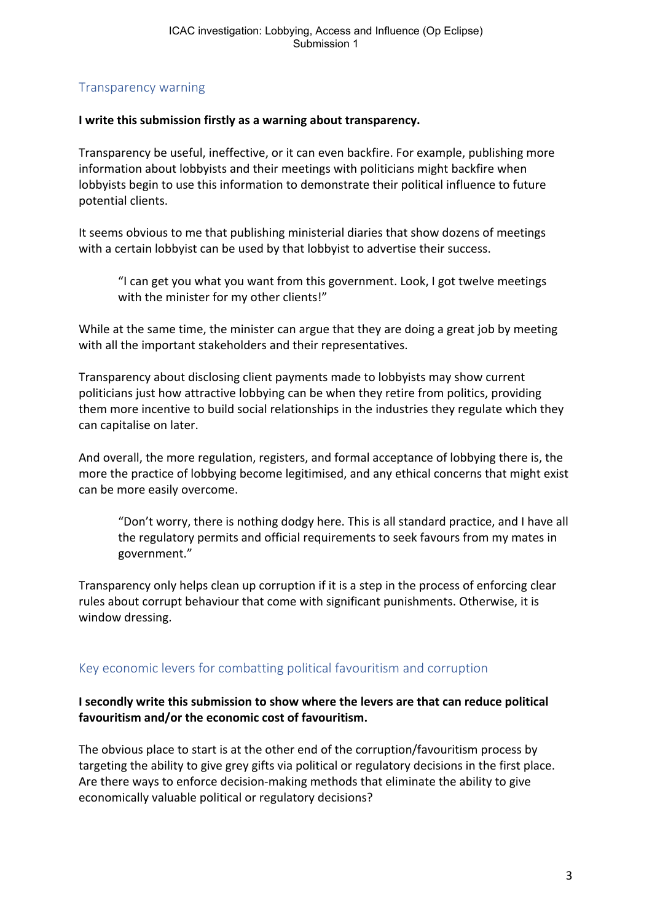## Transparency warning

**I write this submission firstly as a warning about transparency.**

Transparency be useful, ineffective, or it can even backfire. For example, publishing more information about lobbyists and their meetings with politicians might backfire when lobbyists begin to use this information to demonstrate their political influence to future potential clients.

It seems obvious to me that publishing ministerial diaries that show dozens of meetings with a certain lobbyist can be used by that lobbyist to advertise their success.

> "I can get you what you want from this government. Look, I got twelve meetings with the minister for my other clients!"

While at the same time, the minister can argue that they are doing a great job by meeting with all the important stakeholders and their representatives.

Transparency about disclosing client payments made to lobbyists may show current politicians just how attractive lobbying can be when they retire from politics, providing them more incentive to build social relationships in the industries they regulate which they can capitalise on later.

And overall, the more regulation, registers, and formal acceptance of lobbying there is, the more the practice of lobbying become legitimised, and any ethical concerns that might exist can be more easily overcome.

> "Don't worry, there is nothing dodgy here. This is all standard practice, and I have all the regulatory permits and official requirements to seek favours from my mates in government."

Transparency only helps clean up corruption if it is a step in the process of enforcing clear rules about corrupt behaviour that come with significant punishments. Otherwise, it is window dressing.

## Key economic levers for combatting political favouritism and corruption

**I secondly write this submission to show where the levers are that can reduce political favouritism and/or the economic cost of favouritism.**

The obvious place to start is at the other end of the corruption/favouritism process by targeting the ability to give grey gifts via political or regulatory decisions in the first place. Are there ways to enforce decision-making methods that eliminate the ability to give economically valuable political or regulatory decisions?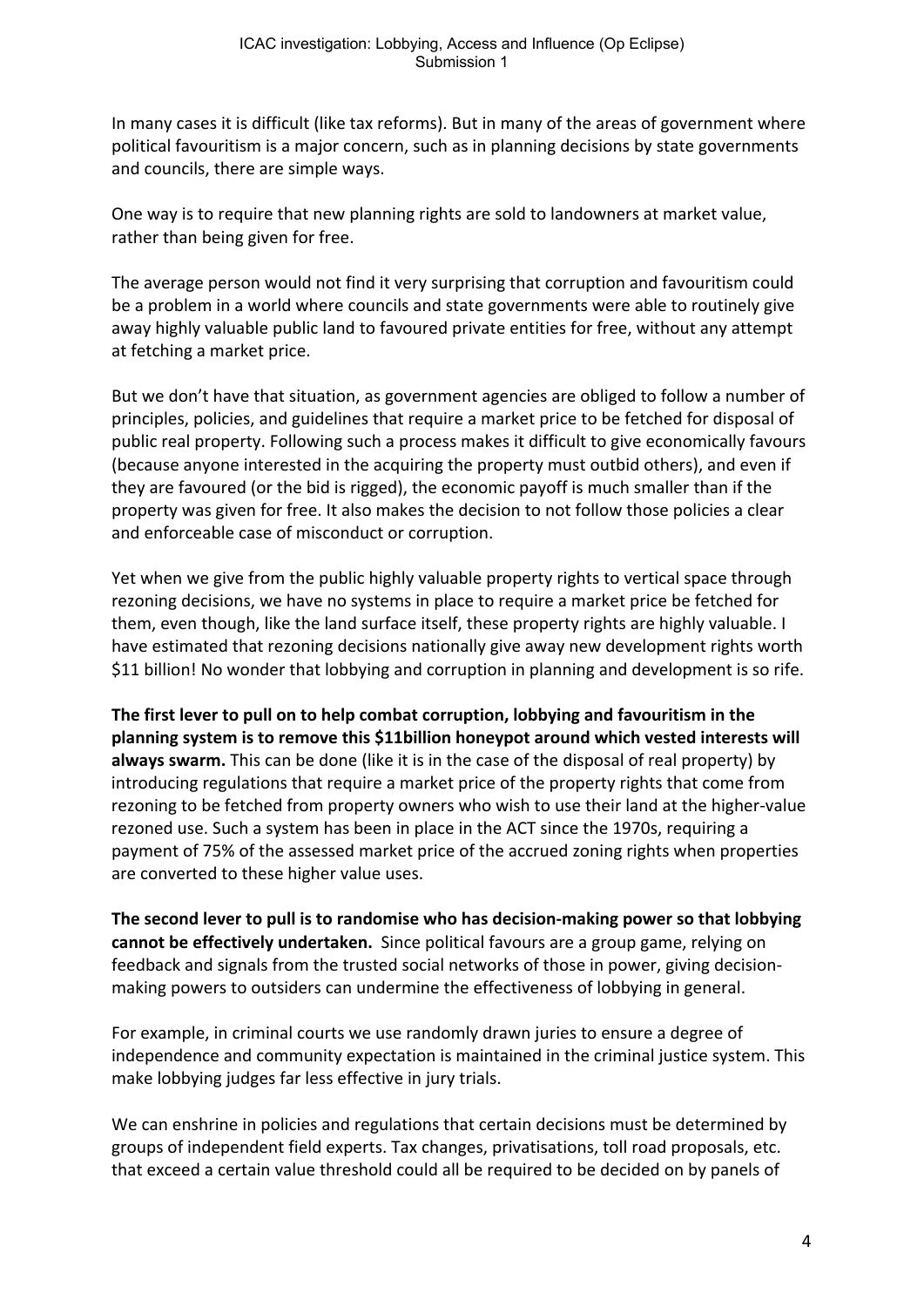In many cases it is difficult (like tax reforms). But in many of the areas of government where political favouritism is a major concern, such as in planning decisions by state governments and councils, there are simple ways.

One way is to require that new planning rights are sold to landowners at market value, rather than being given for free.

The average person would not find it very surprising that corruption and favouritism could be a problem in a world where councils and state governments were able to routinely give away highly valuable public land to favoured private entities for free, without any attempt at fetching a market price.

But we don't have that situation, as government agencies are obliged to follow a number of principles, policies, and guidelines that require a market price to be fetched for disposal of public real property. Following such a process makes it difficult to give economically favours (because anyone interested in the acquiring the property must outbid others), and even if they are favoured (or the bid is rigged), the economic payoff is much smaller than if the property was given for free. It also makes the decision to not follow those policies a clear and enforceable case of misconduct or corruption.

Yet when we give from the public highly valuable property rights to vertical space through rezoning decisions, we have no systems in place to require a market price be fetched for them, even though, like the land surface itself, these property rights are highly valuable. I have estimated that rezoning decisions nationally give away new development rights worth $11 billion! No wonder that lobbying and corruption in planning and development is so rife.

**The first lever to pull on to help combat corruption, lobbying and favouritism in the planning system is to remove this $11billion honeypot around which vested interests will always swarm.** This can be done (like it is in the case of the disposal of real property) by introducing regulations that require a market price of the property rights that come from rezoning to be fetched from property owners who wish to use their land at the higher-value rezoned use. Such a system has been in place in the ACT since the 1970s, requiring a payment of 75% of the assessed market price of the accrued zoning rights when properties are converted to these higher value uses.

**The second lever to pull is to randomise who has decision-making power so that lobbying cannot be effectively undertaken.** Since political favours are a group game, relying on feedback and signals from the trusted social networks of those in power, giving decision-making powers to outsiders can undermine the effectiveness of lobbying in general.

For example, in criminal courts we use randomly drawn juries to ensure a degree of independence and community expectation is maintained in the criminal justice system. This make lobbying judges far less effective in jury trials.

We can enshrine in policies and regulations that certain decisions must be determined by groups of independent field experts. Tax changes, privatisations, toll road proposals, etc. that exceed a certain value threshold could all be required to be decided on by panels of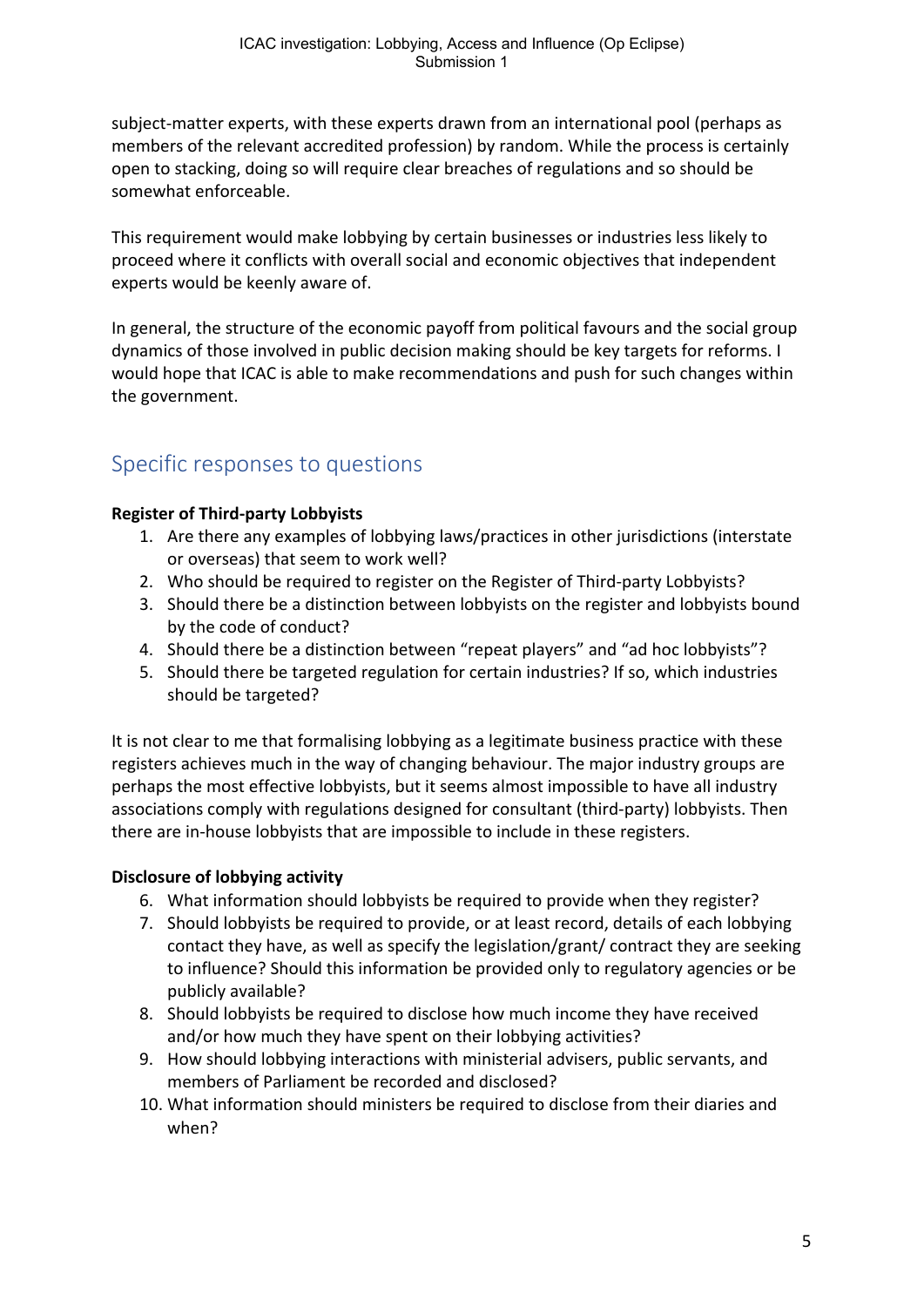subject-matter experts, with these experts drawn from an international pool (perhaps as members of the relevant accredited profession) by random. While the process is certainly open to stacking, doing so will require clear breaches of regulations and so should be somewhat enforceable.

This requirement would make lobbying by certain businesses or industries less likely to proceed where it conflicts with overall social and economic objectives that independent experts would be keenly aware of.

In general, the structure of the economic payoff from political favours and the social group dynamics of those involved in public decision making should be key targets for reforms. I would hope that ICAC is able to make recommendations and push for such changes within the government.

## Specific responses to questions

**Register of Third-party Lobbyists**

1. Are there any examples of lobbying laws/practices in other jurisdictions (interstate or overseas) that seem to work well?
2. Who should be required to register on the Register of Third-party Lobbyists?
3. Should there be a distinction between lobbyists on the register and lobbyists bound by the code of conduct?
4. Should there be a distinction between "repeat players" and "ad hoc lobbyists"?
5. Should there be targeted regulation for certain industries? If so, which industries should be targeted?

It is not clear to me that formalising lobbying as a legitimate business practice with these registers achieves much in the way of changing behaviour. The major industry groups are perhaps the most effective lobbyists, but it seems almost impossible to have all industry associations comply with regulations designed for consultant (third-party) lobbyists. Then there are in-house lobbyists that are impossible to include in these registers.

**Disclosure of lobbying activity**

6. What information should lobbyists be required to provide when they register?
7. Should lobbyists be required to provide, or at least record, details of each lobbying contact they have, as well as specify the legislation/grant/ contract they are seeking to influence? Should this information be provided only to regulatory agencies or be publicly available?
8. Should lobbyists be required to disclose how much income they have received and/or how much they have spent on their lobbying activities?
9. How should lobbying interactions with ministerial advisers, public servants, and members of Parliament be recorded and disclosed?
10. What information should ministers be required to disclose from their diaries and when?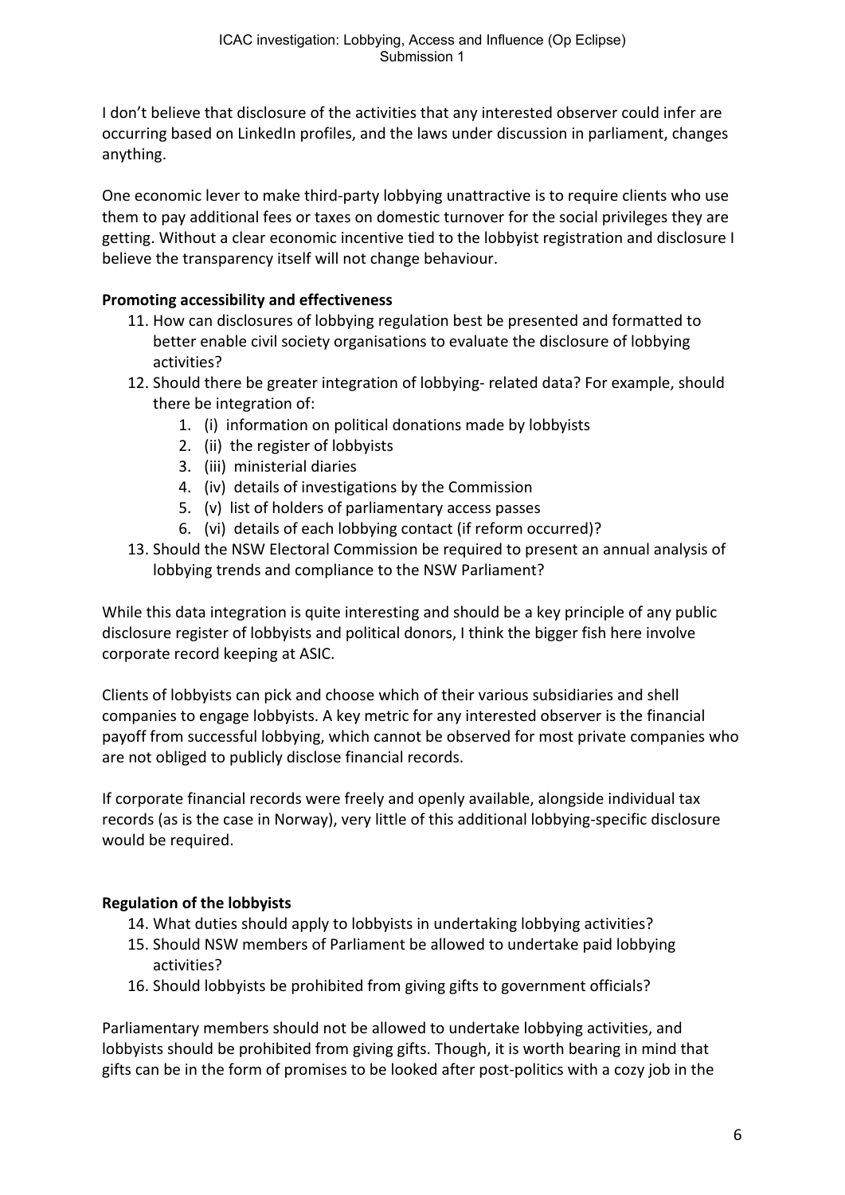I don't believe that disclosure of the activities that any interested observer could infer are occurring based on LinkedIn profiles, and the laws under discussion in parliament, changes anything.

One economic lever to make third-party lobbying unattractive is to require clients who use them to pay additional fees or taxes on domestic turnover for the social privileges they are getting. Without a clear economic incentive tied to the lobbyist registration and disclosure I believe the transparency itself will not change behaviour.

**Promoting accessibility and effectiveness**

11. How can disclosures of lobbying regulation best be presented and formatted to better enable civil society organisations to evaluate the disclosure of lobbying activities?
12. Should there be greater integration of lobbying- related data? For example, should there be integration of:
    1. (i) information on political donations made by lobbyists
    2. (ii) the register of lobbyists
    3. (iii) ministerial diaries
    4. (iv) details of investigations by the Commission
    5. (v) list of holders of parliamentary access passes
    6. (vi) details of each lobbying contact (if reform occurred)?
13. Should the NSW Electoral Commission be required to present an annual analysis of lobbying trends and compliance to the NSW Parliament?

While this data integration is quite interesting and should be a key principle of any public disclosure register of lobbyists and political donors, I think the bigger fish here involve corporate record keeping at ASIC.

Clients of lobbyists can pick and choose which of their various subsidiaries and shell companies to engage lobbyists. A key metric for any interested observer is the financial payoff from successful lobbying, which cannot be observed for most private companies who are not obliged to publicly disclose financial records.

If corporate financial records were freely and openly available, alongside individual tax records (as is the case in Norway), very little of this additional lobbying-specific disclosure would be required.

**Regulation of the lobbyists**

14. What duties should apply to lobbyists in undertaking lobbying activities?
15. Should NSW members of Parliament be allowed to undertake paid lobbying activities?
16. Should lobbyists be prohibited from giving gifts to government officials?

Parliamentary members should not be allowed to undertake lobbying activities, and lobbyists should be prohibited from giving gifts. Though, it is worth bearing in mind that gifts can be in the form of promises to be looked after post-politics with a cozy job in the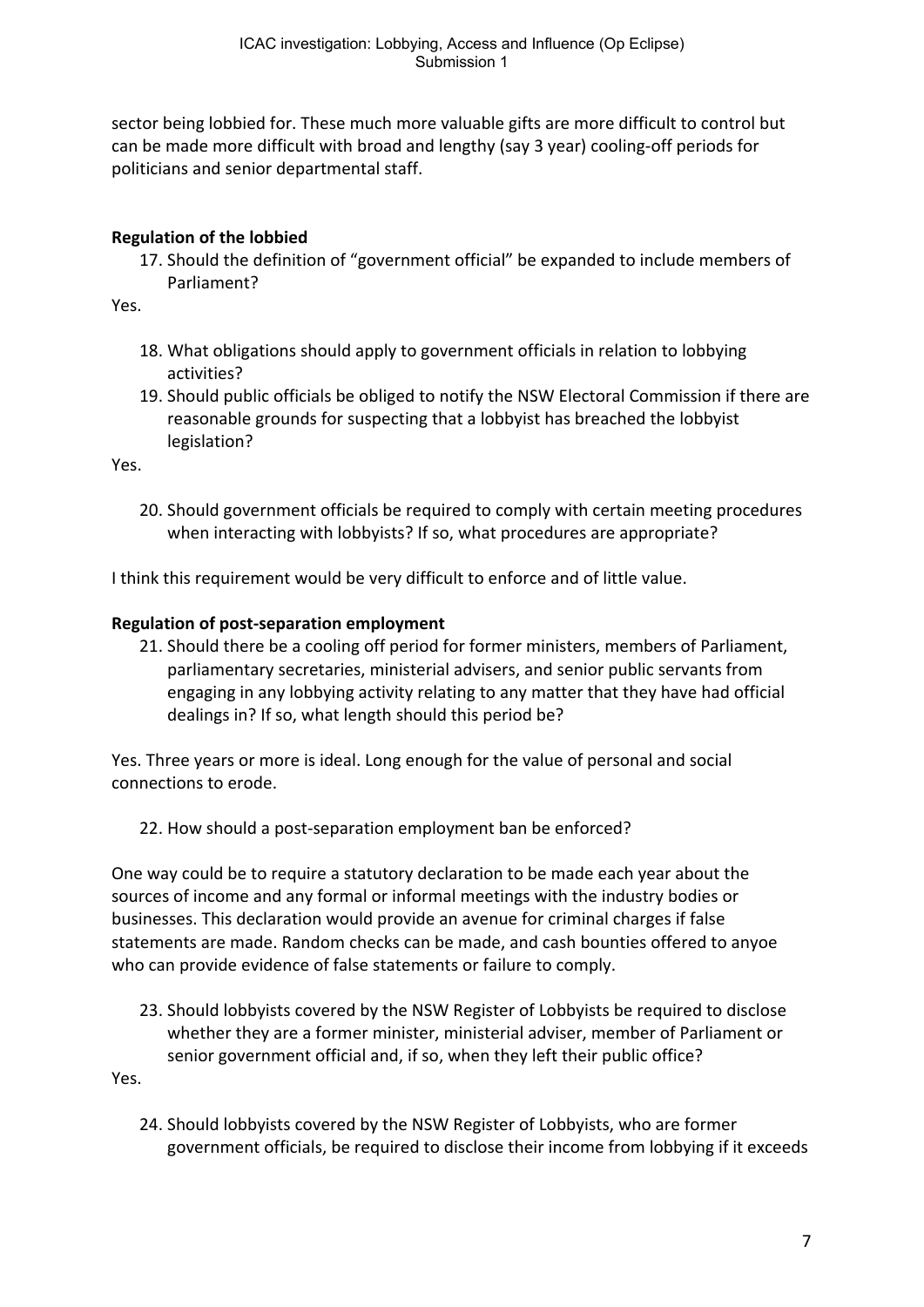sector being lobbied for. These much more valuable gifts are more difficult to control but can be made more difficult with broad and lengthy (say 3 year) cooling-off periods for politicians and senior departmental staff.

**Regulation of the lobbied**

17. Should the definition of "government official" be expanded to include members of Parliament?

Yes.

18. What obligations should apply to government officials in relation to lobbying activities?
19. Should public officials be obliged to notify the NSW Electoral Commission if there are reasonable grounds for suspecting that a lobbyist has breached the lobbyist legislation?

Yes.

20. Should government officials be required to comply with certain meeting procedures when interacting with lobbyists? If so, what procedures are appropriate?

I think this requirement would be very difficult to enforce and of little value.

**Regulation of post-separation employment**

21. Should there be a cooling off period for former ministers, members of Parliament, parliamentary secretaries, ministerial advisers, and senior public servants from engaging in any lobbying activity relating to any matter that they have had official dealings in? If so, what length should this period be?

Yes. Three years or more is ideal. Long enough for the value of personal and social connections to erode.

22. How should a post-separation employment ban be enforced?

One way could be to require a statutory declaration to be made each year about the sources of income and any formal or informal meetings with the industry bodies or businesses. This declaration would provide an avenue for criminal charges if false statements are made. Random checks can be made, and cash bounties offered to anyoe who can provide evidence of false statements or failure to comply.

23. Should lobbyists covered by the NSW Register of Lobbyists be required to disclose whether they are a former minister, ministerial adviser, member of Parliament or senior government official and, if so, when they left their public office?

Yes.

24. Should lobbyists covered by the NSW Register of Lobbyists, who are former government officials, be required to disclose their income from lobbying if it exceeds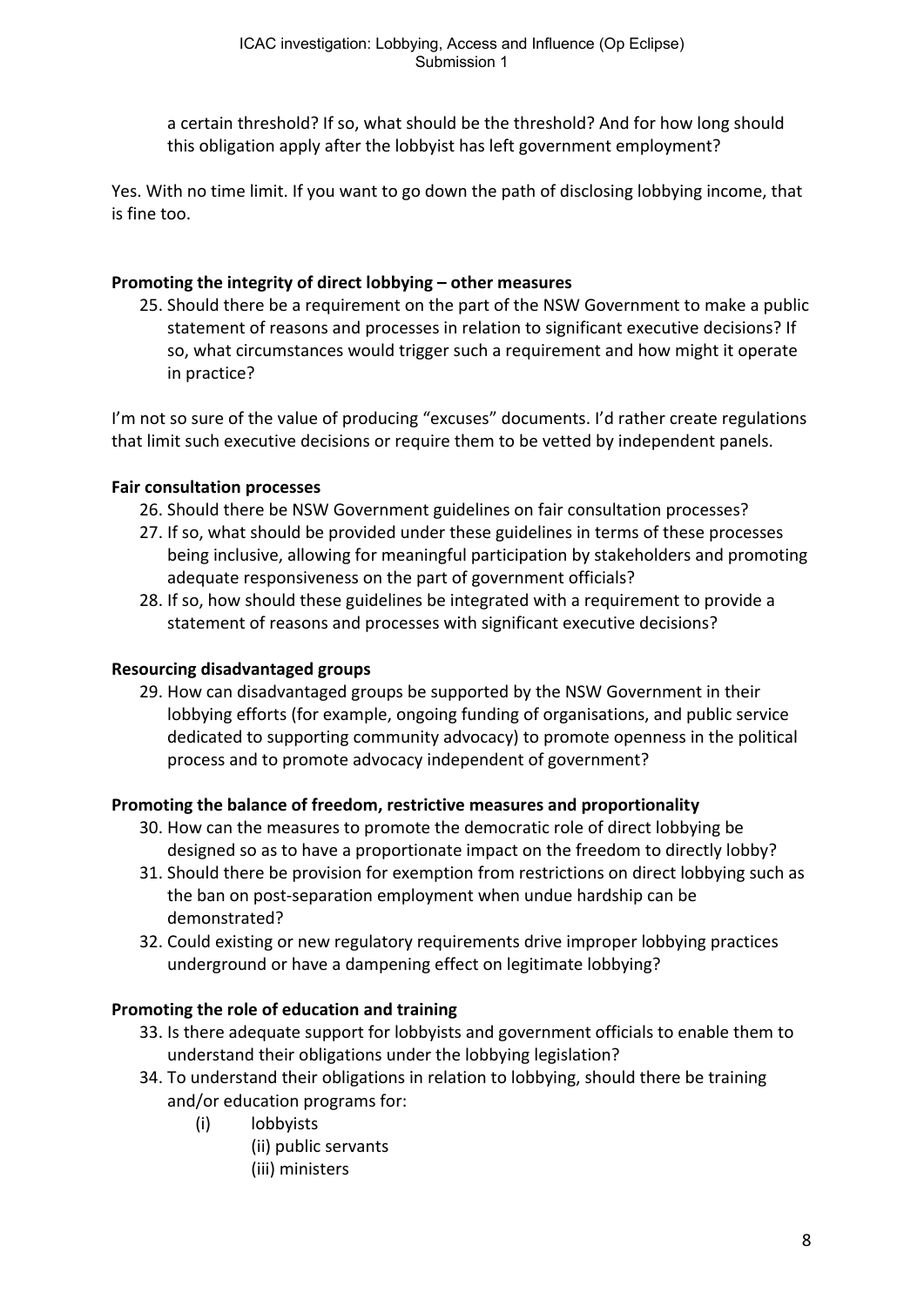a certain threshold? If so, what should be the threshold? And for how long should this obligation apply after the lobbyist has left government employment?

Yes. With no time limit. If you want to go down the path of disclosing lobbying income, that is fine too.

**Promoting the integrity of direct lobbying – other measures**

25. Should there be a requirement on the part of the NSW Government to make a public statement of reasons and processes in relation to significant executive decisions? If so, what circumstances would trigger such a requirement and how might it operate in practice?

I'm not so sure of the value of producing "excuses" documents. I'd rather create regulations that limit such executive decisions or require them to be vetted by independent panels.

**Fair consultation processes**

26. Should there be NSW Government guidelines on fair consultation processes?
27. If so, what should be provided under these guidelines in terms of these processes being inclusive, allowing for meaningful participation by stakeholders and promoting adequate responsiveness on the part of government officials?
28. If so, how should these guidelines be integrated with a requirement to provide a statement of reasons and processes with significant executive decisions?

**Resourcing disadvantaged groups**

29. How can disadvantaged groups be supported by the NSW Government in their lobbying efforts (for example, ongoing funding of organisations, and public service dedicated to supporting community advocacy) to promote openness in the political process and to promote advocacy independent of government?

**Promoting the balance of freedom, restrictive measures and proportionality**

30. How can the measures to promote the democratic role of direct lobbying be designed so as to have a proportionate impact on the freedom to directly lobby?
31. Should there be provision for exemption from restrictions on direct lobbying such as the ban on post-separation employment when undue hardship can be demonstrated?
32. Could existing or new regulatory requirements drive improper lobbying practices underground or have a dampening effect on legitimate lobbying?

**Promoting the role of education and training**

33. Is there adequate support for lobbyists and government officials to enable them to understand their obligations under the lobbying legislation?
34. To understand their obligations in relation to lobbying, should there be training and/or education programs for:
    (i) lobbyists
    (ii) public servants
    (iii) ministers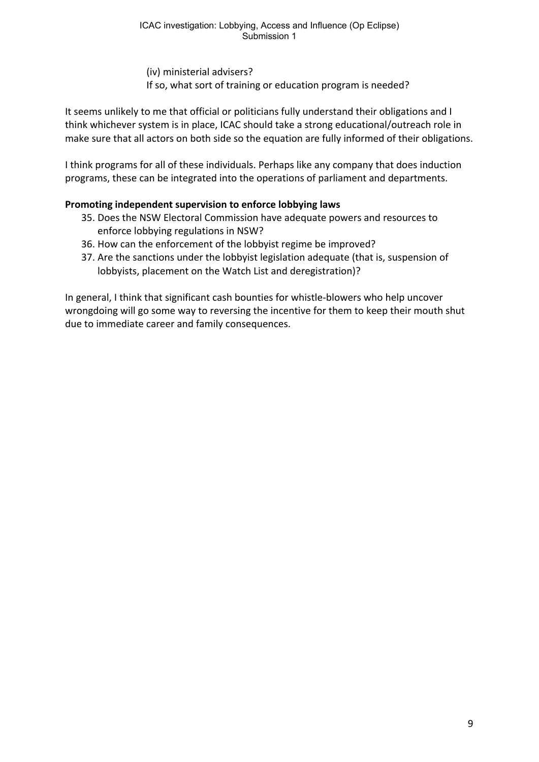(iv) ministerial advisers?
If so, what sort of training or education program is needed?

It seems unlikely to me that official or politicians fully understand their obligations and I think whichever system is in place, ICAC should take a strong educational/outreach role in make sure that all actors on both side so the equation are fully informed of their obligations.

I think programs for all of these individuals. Perhaps like any company that does induction programs, these can be integrated into the operations of parliament and departments.

**Promoting independent supervision to enforce lobbying laws**

35. Does the NSW Electoral Commission have adequate powers and resources to enforce lobbying regulations in NSW?
36. How can the enforcement of the lobbyist regime be improved?
37. Are the sanctions under the lobbyist legislation adequate (that is, suspension of lobbyists, placement on the Watch List and deregistration)?

In general, I think that significant cash bounties for whistle-blowers who help uncover wrongdoing will go some way to reversing the incentive for them to keep their mouth shut due to immediate career and family consequences.